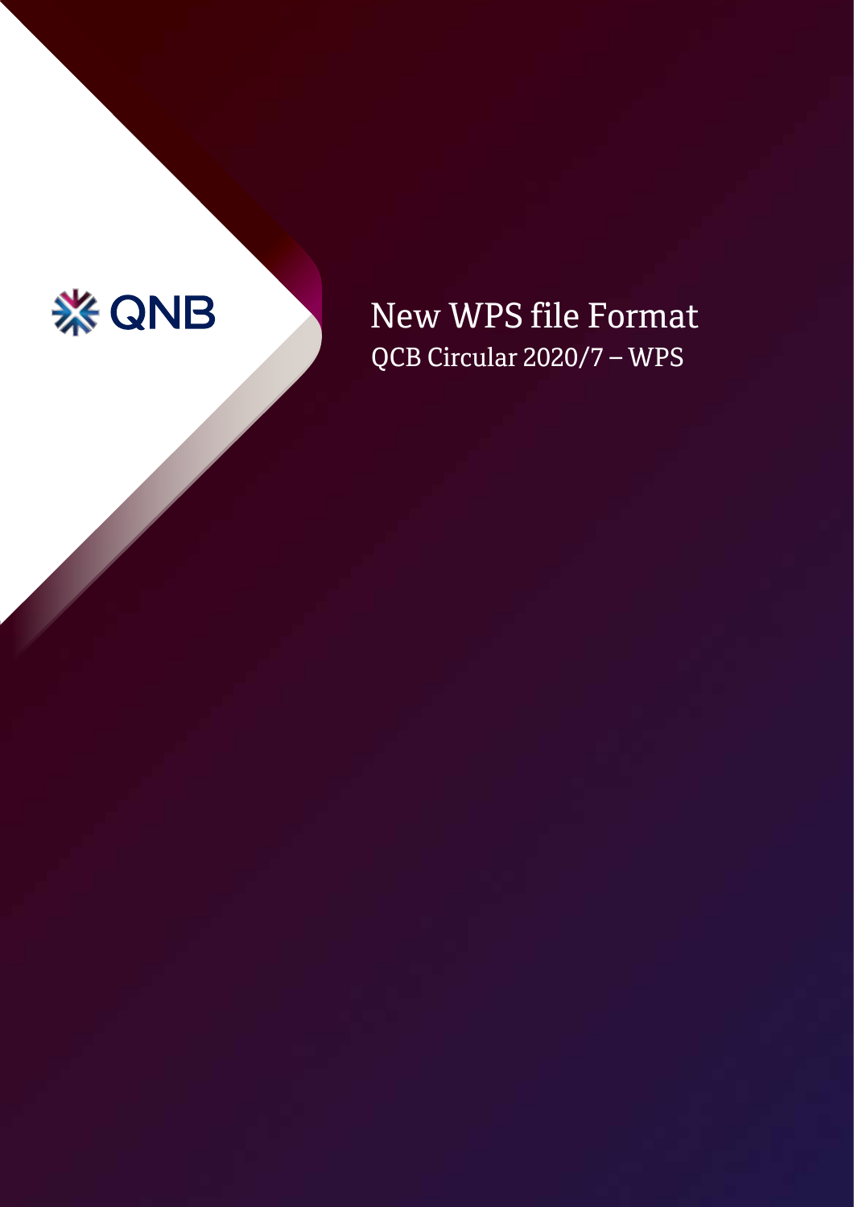QNB

# New WPS file Format

## QCB Circular 2020/7 – WPS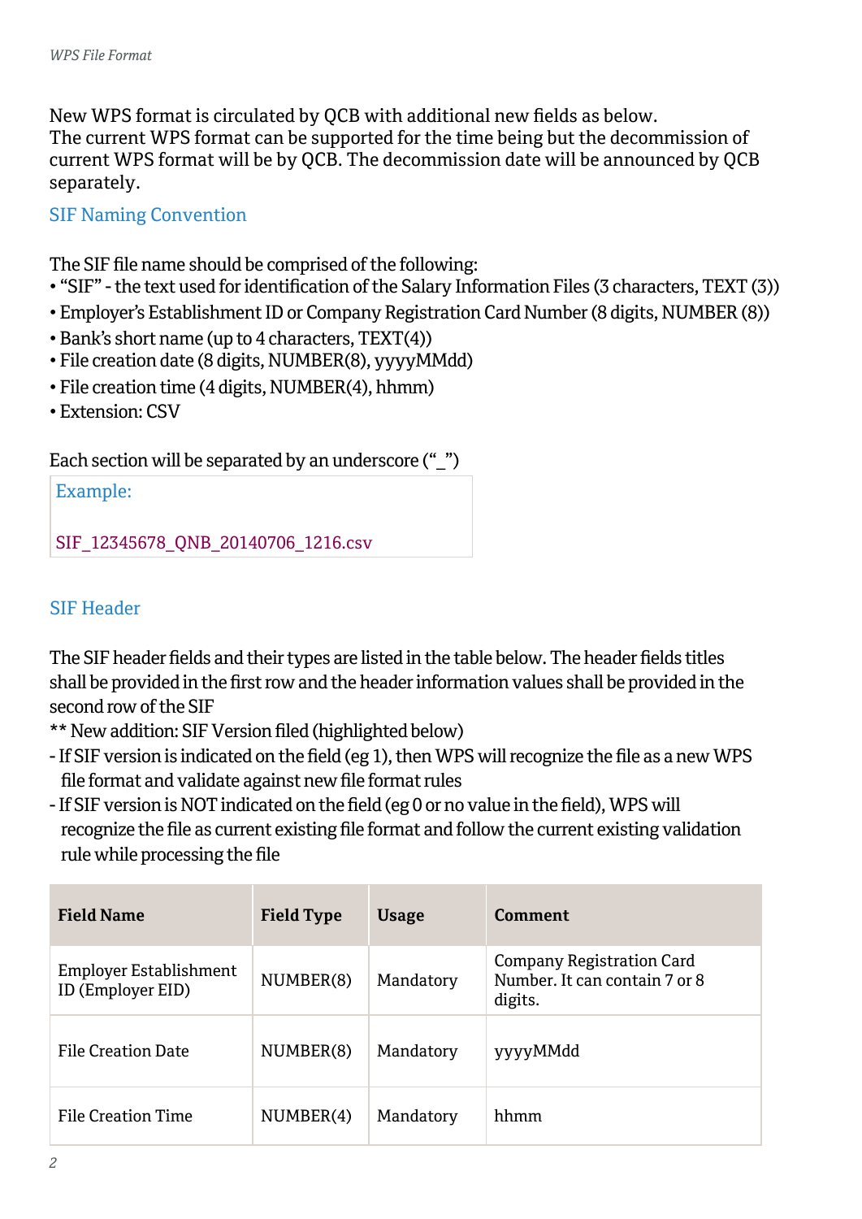New WPS format is circulated by QCB with additional new fields as below.
The current WPS format can be supported for the time being but the decommission of current WPS format will be by QCB. The decommission date will be announced by QCB separately.

## SIF Naming Convention

The SIF file name should be comprised of the following:

- "SIF" - the text used for identification of the Salary Information Files (3 characters, TEXT (3))
- Employer's Establishment ID or Company Registration Card Number (8 digits, NUMBER (8))
- Bank's short name (up to 4 characters, TEXT(4))
- File creation date (8 digits, NUMBER(8), yyyyMMdd)
- File creation time (4 digits, NUMBER(4), hhmm)
- Extension: CSV

Each section will be separated by an underscore ("_")

Example:

SIF_12345678_QNB_20140706_1216.csv

## SIF Header

The SIF header fields and their types are listed in the table below. The header fields titles shall be provided in the first row and the header information values shall be provided in the second row of the SIF

** New addition: SIF Version filed (highlighted below)

- If SIF version is indicated on the field (eg 1), then WPS will recognize the file as a new WPS file format and validate against new file format rules
- If SIF version is NOT indicated on the field (eg 0 or no value in the field), WPS will recognize the file as current existing file format and follow the current existing validation rule while processing the file

| Field Name | Field Type | Usage | Comment |
|---|---|---|---|
| Employer Establishment ID (Employer EID) | NUMBER(8) | Mandatory | Company Registration Card Number. It can contain 7 or 8 digits. |
| File Creation Date | NUMBER(8) | Mandatory | yyyyMMdd |
| File Creation Time | NUMBER(4) | Mandatory | hhmm |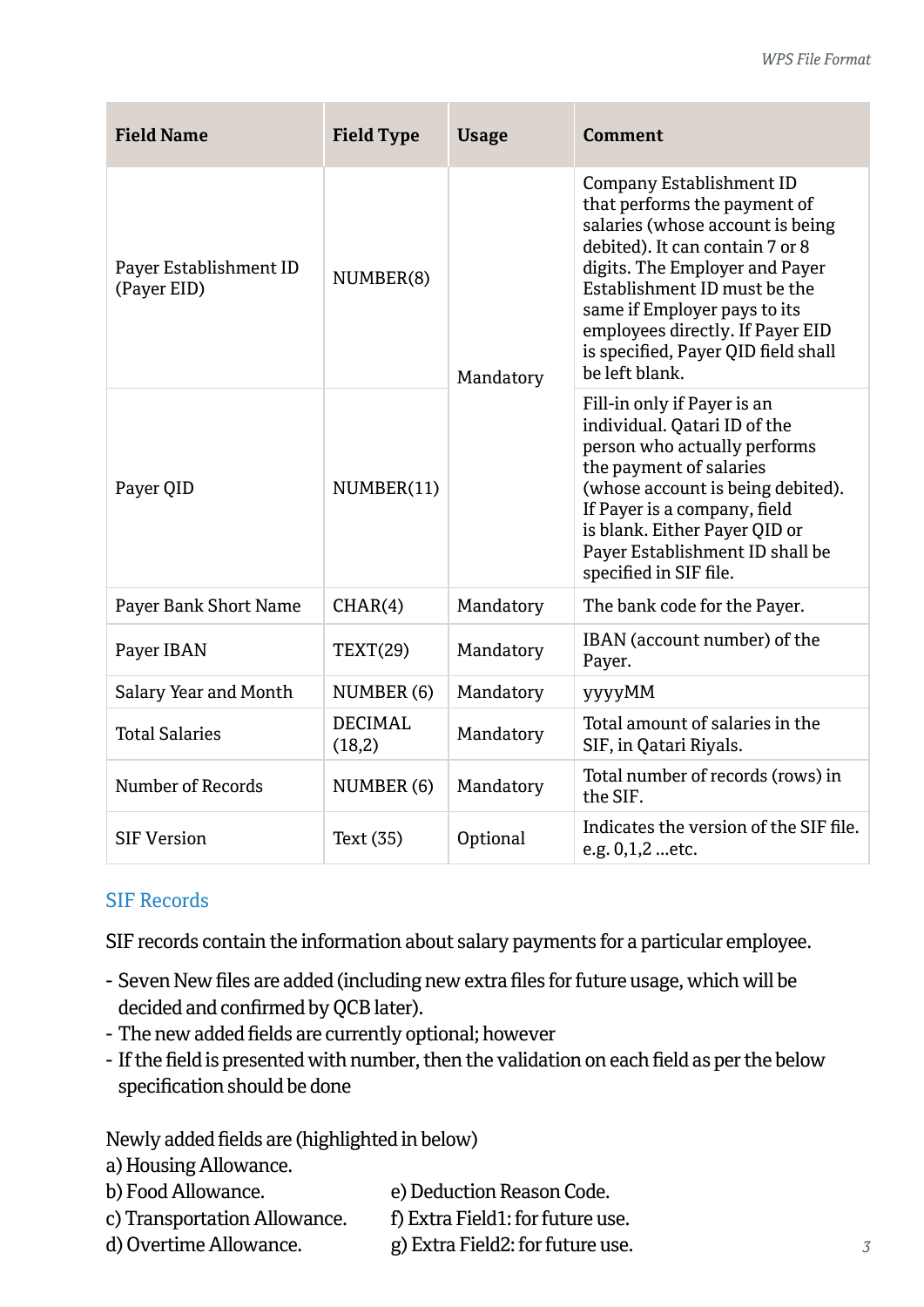| Field Name | Field Type | Usage | Comment |
|---|---|---|---|
| Payer Establishment ID (Payer EID) | NUMBER(8) | Mandatory | Company Establishment ID that performs the payment of salaries (whose account is being debited). It can contain 7 or 8 digits. The Employer and Payer Establishment ID must be the same if Employer pays to its employees directly. If Payer EID is specified, Payer QID field shall be left blank. |
| Payer QID | NUMBER(11) | | Fill-in only if Payer is an individual. Qatari ID of the person who actually performs the payment of salaries (whose account is being debited). If Payer is a company, field is blank. Either Payer QID or Payer Establishment ID shall be specified in SIF file. |
| Payer Bank Short Name | CHAR(4) | Mandatory | The bank code for the Payer. |
| Payer IBAN | TEXT(29) | Mandatory | IBAN (account number) of the Payer. |
| Salary Year and Month | NUMBER (6) | Mandatory | yyyyMM |
| Total Salaries | DECIMAL (18,2) | Mandatory | Total amount of salaries in the SIF, in Qatari Riyals. |
| Number of Records | NUMBER (6) | Mandatory | Total number of records (rows) in the SIF. |
| SIF Version | Text (35) | Optional | Indicates the version of the SIF file. e.g. 0,1,2 ...etc. |

## SIF Records

SIF records contain the information about salary payments for a particular employee.

- Seven New files are added (including new extra files for future usage, which will be decided and confirmed by QCB later).
- The new added fields are currently optional; however
- If the field is presented with number, then the validation on each field as per the below specification should be done

Newly added fields are (highlighted in below)

a) Housing Allowance.
b) Food Allowance.
c) Transportation Allowance.
d) Overtime Allowance.
e) Deduction Reason Code.
f) Extra Field1: for future use.
g) Extra Field2: for future use.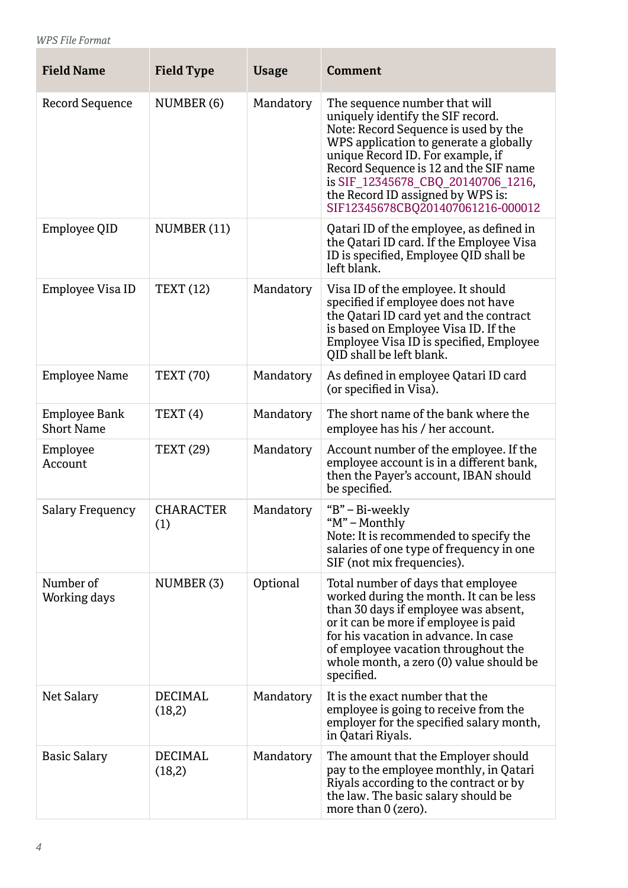| Field Name | Field Type | Usage | Comment |
|---|---|---|---|
| Record Sequence | NUMBER (6) | Mandatory | The sequence number that will uniquely identify the SIF record. Note: Record Sequence is used by the WPS application to generate a globally unique Record ID. For example, if Record Sequence is 12 and the SIF name is SIF_12345678_CBQ_20140706_1216, the Record ID assigned by WPS is: SIF12345678CBQ201407061216-000012 |
| Employee QID | NUMBER (11) | | Qatari ID of the employee, as defined in the Qatari ID card. If the Employee Visa ID is specified, Employee QID shall be left blank. |
| Employee Visa ID | TEXT (12) | Mandatory | Visa ID of the employee. It should specified if employee does not have the Qatari ID card yet and the contract is based on Employee Visa ID. If the Employee Visa ID is specified, Employee QID shall be left blank. |
| Employee Name | TEXT (70) | Mandatory | As defined in employee Qatari ID card (or specified in Visa). |
| Employee Bank Short Name | TEXT (4) | Mandatory | The short name of the bank where the employee has his / her account. |
| Employee Account | TEXT (29) | Mandatory | Account number of the employee. If the employee account is in a different bank, then the Payer's account, IBAN should be specified. |
| Salary Frequency | CHARACTER (1) | Mandatory | "B" – Bi-weekly<br>"M" – Monthly<br>Note: It is recommended to specify the salaries of one type of frequency in one SIF (not mix frequencies). |
| Number of Working days | NUMBER (3) | Optional | Total number of days that employee worked during the month. It can be less than 30 days if employee was absent, or it can be more if employee is paid for his vacation in advance. In case of employee vacation throughout the whole month, a zero (0) value should be specified. |
| Net Salary | DECIMAL (18,2) | Mandatory | It is the exact number that the employee is going to receive from the employer for the specified salary month, in Qatari Riyals. |
| Basic Salary | DECIMAL (18,2) | Mandatory | The amount that the Employer should pay to the employee monthly, in Qatari Riyals according to the contract or by the law. The basic salary should be more than 0 (zero). |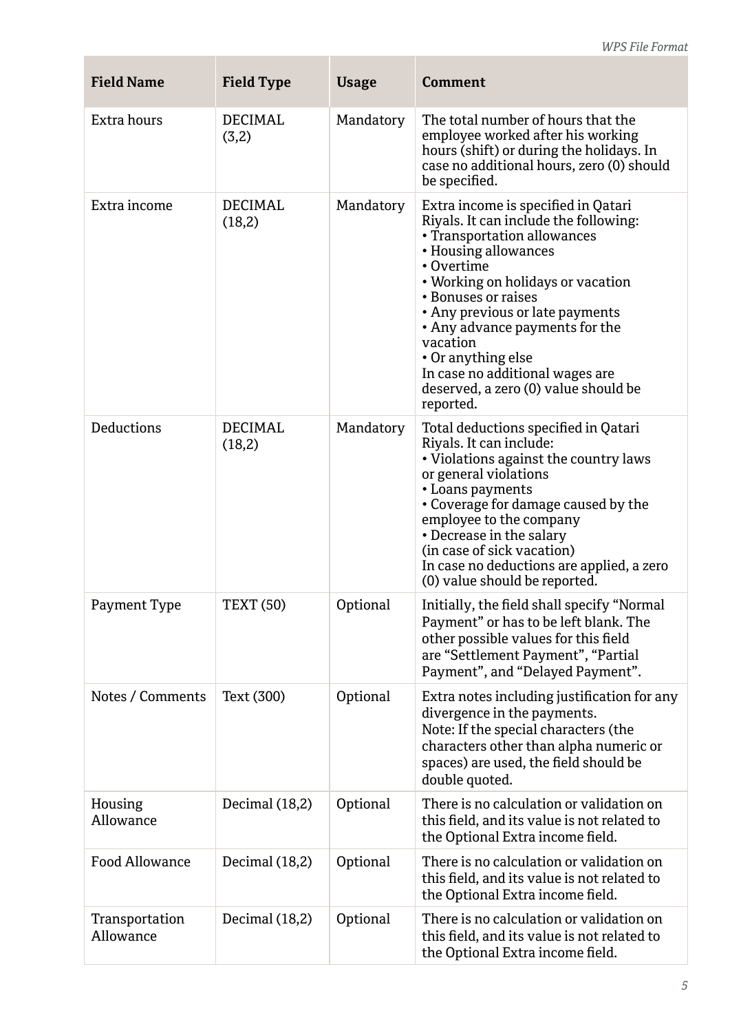| Field Name | Field Type | Usage | Comment |
|---|---|---|---|
| Extra hours | DECIMAL (3,2) | Mandatory | The total number of hours that the employee worked after his working hours (shift) or during the holidays. In case no additional hours, zero (0) should be specified. |
| Extra income | DECIMAL (18,2) | Mandatory | Extra income is specified in Qatari Riyals. It can include the following:<br>• Transportation allowances<br>• Housing allowances<br>• Overtime<br>• Working on holidays or vacation<br>• Bonuses or raises<br>• Any previous or late payments<br>• Any advance payments for the vacation<br>• Or anything else<br>In case no additional wages are deserved, a zero (0) value should be reported. |
| Deductions | DECIMAL (18,2) | Mandatory | Total deductions specified in Qatari Riyals. It can include:<br>• Violations against the country laws or general violations<br>• Loans payments<br>• Coverage for damage caused by the employee to the company<br>• Decrease in the salary (in case of sick vacation)<br>In case no deductions are applied, a zero (0) value should be reported. |
| Payment Type | TEXT (50) | Optional | Initially, the field shall specify “Normal Payment” or has to be left blank. The other possible values for this field are “Settlement Payment”, “Partial Payment”, and “Delayed Payment”. |
| Notes / Comments | Text (300) | Optional | Extra notes including justification for any divergence in the payments.<br>Note: If the special characters (the characters other than alpha numeric or spaces) are used, the field should be double quoted. |
| Housing Allowance | Decimal (18,2) | Optional | There is no calculation or validation on this field, and its value is not related to the Optional Extra income field. |
| Food Allowance | Decimal (18,2) | Optional | There is no calculation or validation on this field, and its value is not related to the Optional Extra income field. |
| Transportation Allowance | Decimal (18,2) | Optional | There is no calculation or validation on this field, and its value is not related to the Optional Extra income field. |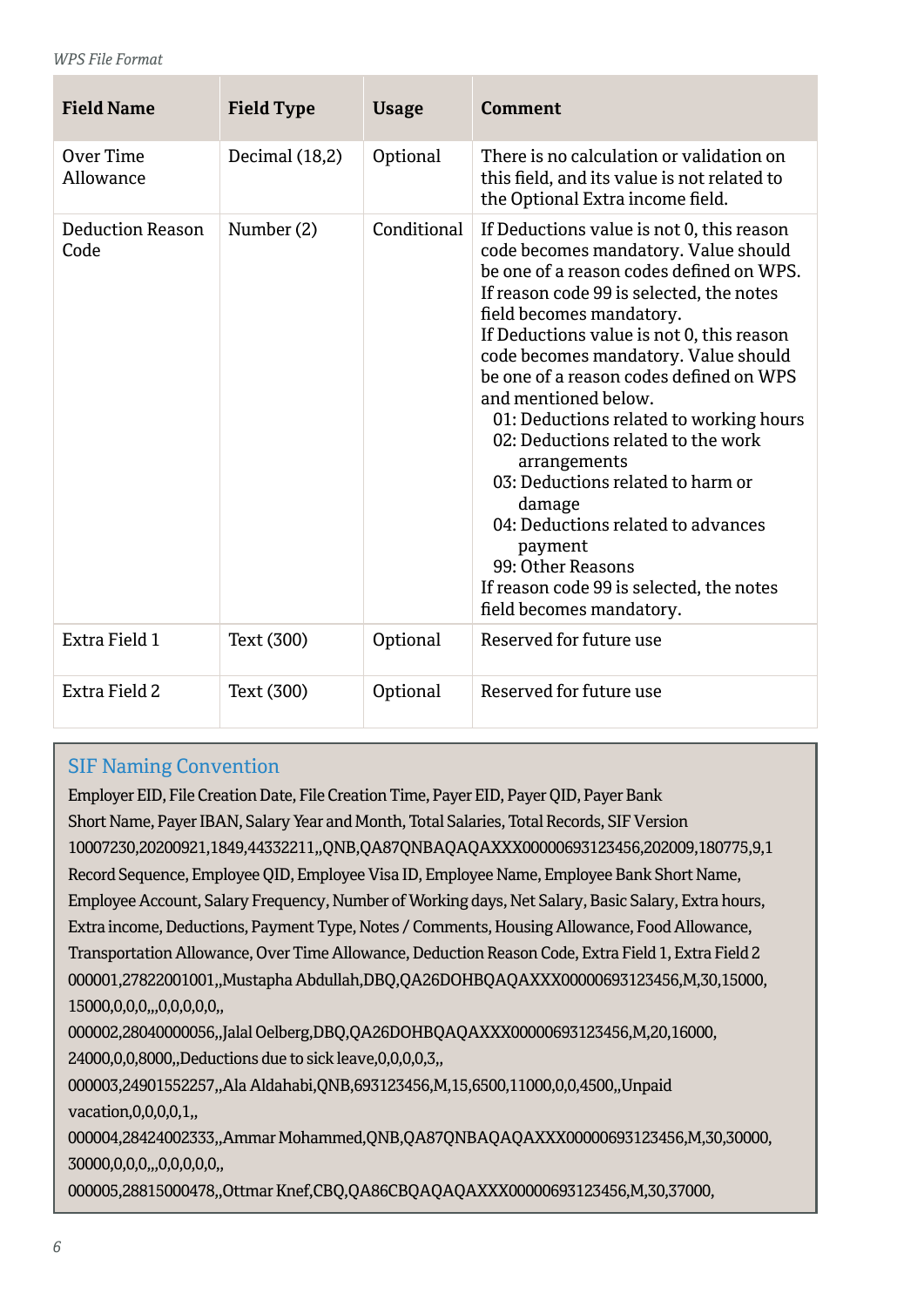| Field Name | Field Type | Usage | Comment |
|---|---|---|---|
| Over Time Allowance | Decimal (18,2) | Optional | There is no calculation or validation on this field, and its value is not related to the Optional Extra income field. |
| Deduction Reason Code | Number (2) | Conditional | If Deductions value is not 0, this reason code becomes mandatory. Value should be one of a reason codes defined on WPS. If reason code 99 is selected, the notes field becomes mandatory. If Deductions value is not 0, this reason code becomes mandatory. Value should be one of a reason codes defined on WPS and mentioned below. 01: Deductions related to working hours 02: Deductions related to the work arrangements 03: Deductions related to harm or damage 04: Deductions related to advances payment 99: Other Reasons If reason code 99 is selected, the notes field becomes mandatory. |
| Extra Field 1 | Text (300) | Optional | Reserved for future use |
| Extra Field 2 | Text (300) | Optional | Reserved for future use |

## SIF Naming Convention

Employer EID, File Creation Date, File Creation Time, Payer EID, Payer QID, Payer Bank Short Name, Payer IBAN, Salary Year and Month, Total Salaries, Total Records, SIF Version

10007230,20200921,1849,44332211,,QNB,QA87QNBAQAQAXXX00000693123456,202009,180775,9,1

Record Sequence, Employee QID, Employee Visa ID, Employee Name, Employee Bank Short Name, Employee Account, Salary Frequency, Number of Working days, Net Salary, Basic Salary, Extra hours, Extra income, Deductions, Payment Type, Notes / Comments, Housing Allowance, Food Allowance, Transportation Allowance, Over Time Allowance, Deduction Reason Code, Extra Field 1, Extra Field 2

000001,27822001001,,Mustapha Abdullah,DBQ,QA26DOHBQAQAXXX00000693123456,M,30,15000,15000,0,0,0,,,0,0,0,0,0,,

000002,28040000056,,Jalal Oelberg,DBQ,QA26DOHBQAQAXXX00000693123456,M,20,16000,24000,0,0,8000,,Deductions due to sick leave,0,0,0,0,3,,

000003,24901552257,,Ala Aldahabi,QNB,693123456,M,15,6500,11000,0,0,4500,,Unpaid vacation,0,0,0,0,1,,

000004,28424002333,,Ammar Mohammed,QNB,QA87QNBAQAQAXXX00000693123456,M,30,30000,30000,0,0,0,,,0,0,0,0,0,,

000005,28815000478,,Ottmar Knef,CBQ,QA86CBQAQAQAXXX00000693123456,M,30,37000,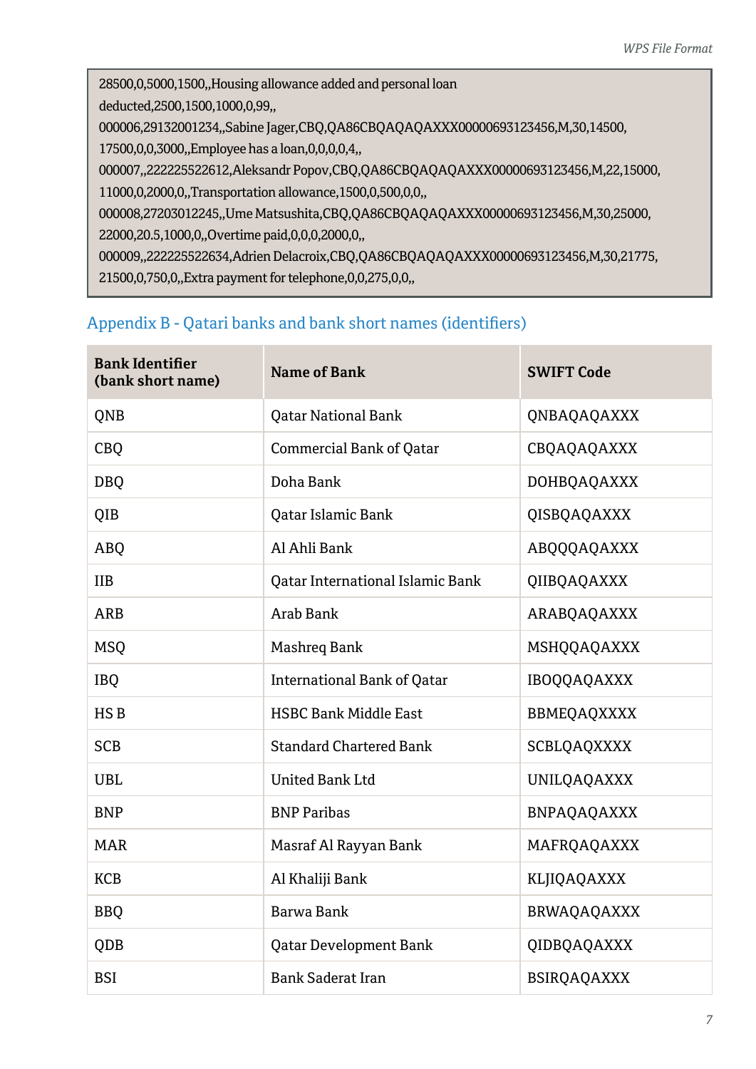```
28500,0,5000,1500,,Housing allowance added and personal loan
deducted,2500,1500,1000,0,99,,
000006,29132001234,,Sabine Jager,CBQ,QA86CBQAQAQAXXX00000693123456,M,30,14500,
17500,0,0,3000,,Employee has a loan,0,0,0,0,4,,
000007,,222225522612,Aleksandr Popov,CBQ,QA86CBQAQAQAXXX00000693123456,M,22,15000,
11000,0,2000,0,,Transportation allowance,1500,0,500,0,0,,
000008,27203012245,,Ume Matsushita,CBQ,QA86CBQAQAQAXXX00000693123456,M,30,25000,
22000,20.5,1000,0,,Overtime paid,0,0,0,2000,0,,
000009,,222225522634,Adrien Delacroix,CBQ,QA86CBQAQAQAXXX00000693123456,M,30,21775,
21500,0,750,0,,Extra payment for telephone,0,0,275,0,0,,
```

## Appendix B - Qatari banks and bank short names (identifiers)

| Bank Identifier (bank short name) | Name of Bank | SWIFT Code |
|---|---|---|
| QNB | Qatar National Bank | QNBAQAQAXXX |
| CBQ | Commercial Bank of Qatar | CBQAQAQAXXX |
| DBQ | Doha Bank | DOHBQAQAXXX |
| QIB | Qatar Islamic Bank | QISBQAQAXXX |
| ABQ | Al Ahli Bank | ABQQQAQAXXX |
| IIB | Qatar International Islamic Bank | QIIBQAQAXXX |
| ARB | Arab Bank | ARABQAQAXXX |
| MSQ | Mashreq Bank | MSHQQAQAXXX |
| IBQ | International Bank of Qatar | IBOQQAQAXXX |
| HS B | HSBC Bank Middle East | BBMEQAQXXXX |
| SCB | Standard Chartered Bank | SCBLQAQXXXX |
| UBL | United Bank Ltd | UNILQAQAXXX |
| BNP | BNP Paribas | BNPAQAQAXXX |
| MAR | Masraf Al Rayyan Bank | MAFRQAQAXXX |
| KCB | Al Khaliji Bank | KLJIQAQAXXX |
| BBQ | Barwa Bank | BRWAQAQAXXX |
| QDB | Qatar Development Bank | QIDBQAQAXXX |
| BSI | Bank Saderat Iran | BSIRQAQAXXX |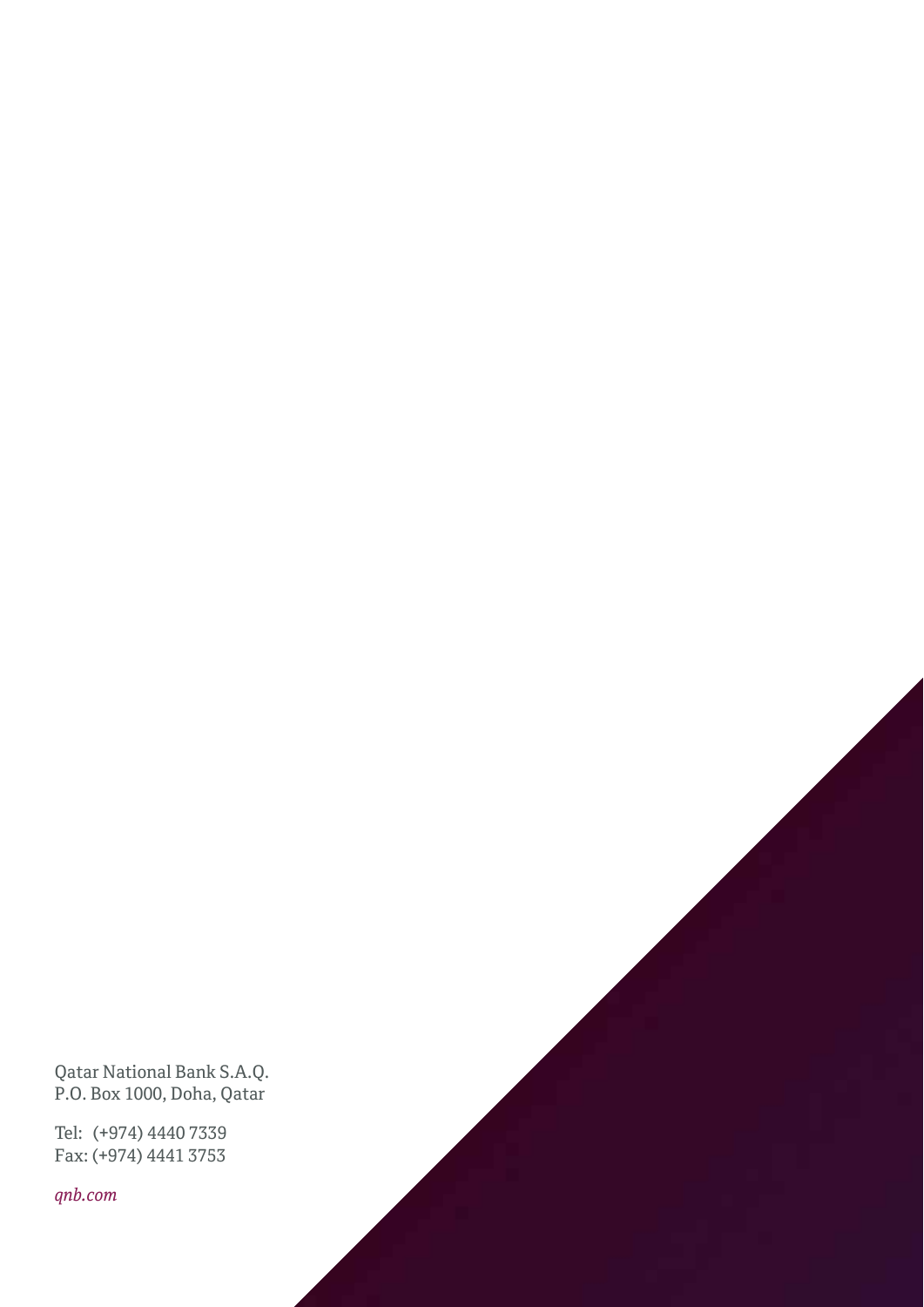Qatar National Bank S.A.Q.
P.O. Box 1000, Doha, Qatar

Tel: (+974) 4440 7339
Fax: (+974) 4441 3753

*qnb.com*